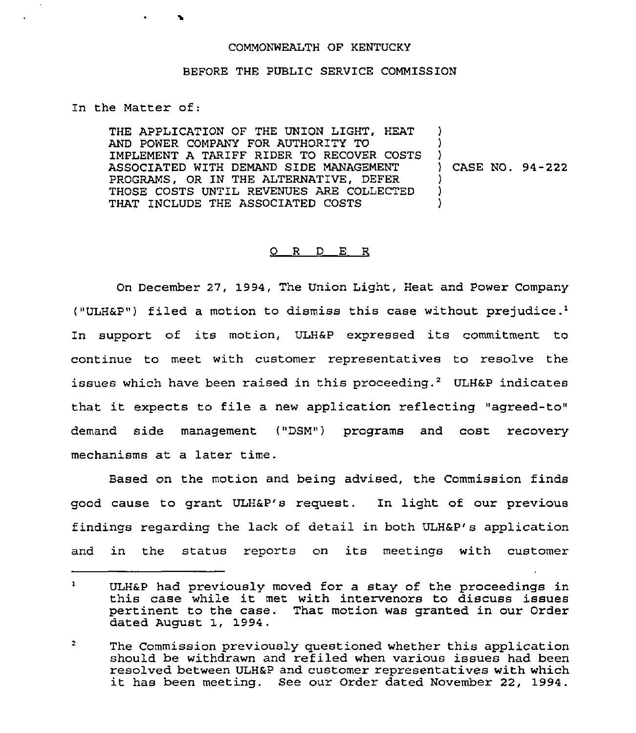COMMONWEALTH OF KENTUCKY

BEFORE THE PUBLIC SERVICE COMMISSION

In the Matter of:

THE APPLICATION OF THE UNION LIGHT, HEAT AND POWER COMPANY FOR AUTHORITY TO IMPLEMENT A TARIFF RIDER TO RECOVER COSTS ASSOCIATED WITH DEMAND SIDE MANAGEMENT PROGRAMS, OR IN THE ALTERNATIVE, DEFER THOSE COSTS UNTIL REVENUES ARE COLLECTED THAT INCLUDE THE ASSOCIATED COSTS ) CASE NO. 94-222

## O R D E R

On December 27, 1994, The Union Light, Heat and Power Company ("ULH&P") filed a motion to dismiss this case without prejudice.[1] In support of its motion, ULH&P expressed its commitment to continue to meet with customer representatives to resolve the issues which have been raised in this proceeding.[2] ULH&P indicates that it expects to file a new application reflecting "agreed-to" demand side management ("DSM") programs and cost recovery mechanisms at a later time.

Based on the motion and being advised, the Commission finds good cause to grant ULH&P's request. In light of our previous findings regarding the lack of detail in both ULH&P's application and in the status reports on its meetings with customer

---

[1] ULH&P had previously moved for a stay of the proceedings in this case while it met with intervenors to discuss issues pertinent to the case. That motion was granted in our Order dated August 1, 1994.

[2] The Commission previously questioned whether this application should be withdrawn and refiled when various issues had been resolved between ULH&P and customer representatives with which it has been meeting. See our Order dated November 22, 1994.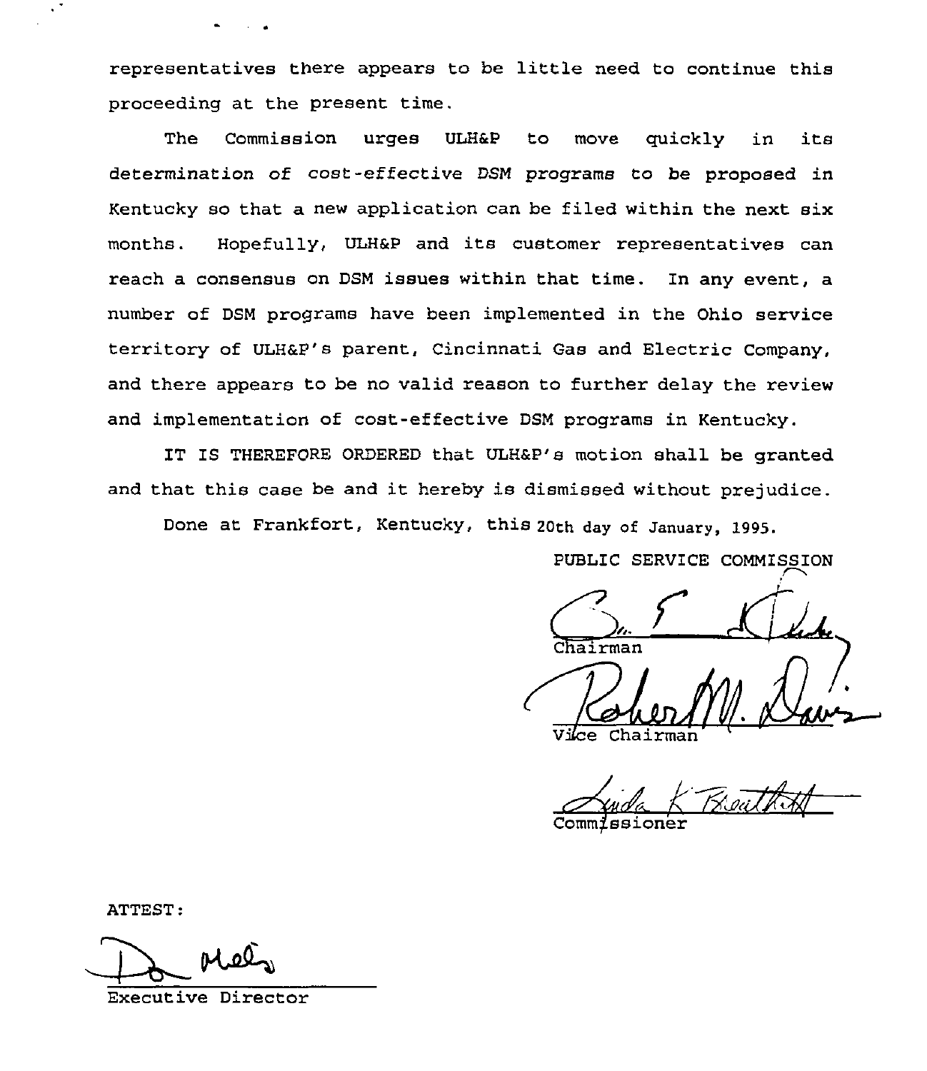representatives there appears to be little need to continue this proceeding at the present time.

The Commission urges ULH&P to move quickly in its determination of cost-effective DSM programs to be proposed in Kentucky so that a new application can be filed within the next six months. Hopefully, ULH&P and its customer representatives can reach a consensus on DSM issues within that time. In any event, a number of DSM programs have been implemented in the Ohio service territory of ULH&P's parent, Cincinnati Gas and Electric Company, and there appears to be no valid reason to further delay the review and implementation of cost-effective DSM programs in Kentucky.

IT IS THEREFORE ORDERED that ULH&P's motion shall be granted and that this case be and it hereby is dismissed without prejudice.

Done at Frankfort, Kentucky, this 20th day of January, 1995.

PUBLIC SERVICE COMMISSION

Chairman

Vice Chairman

Commissioner

ATTEST:

Executive Director